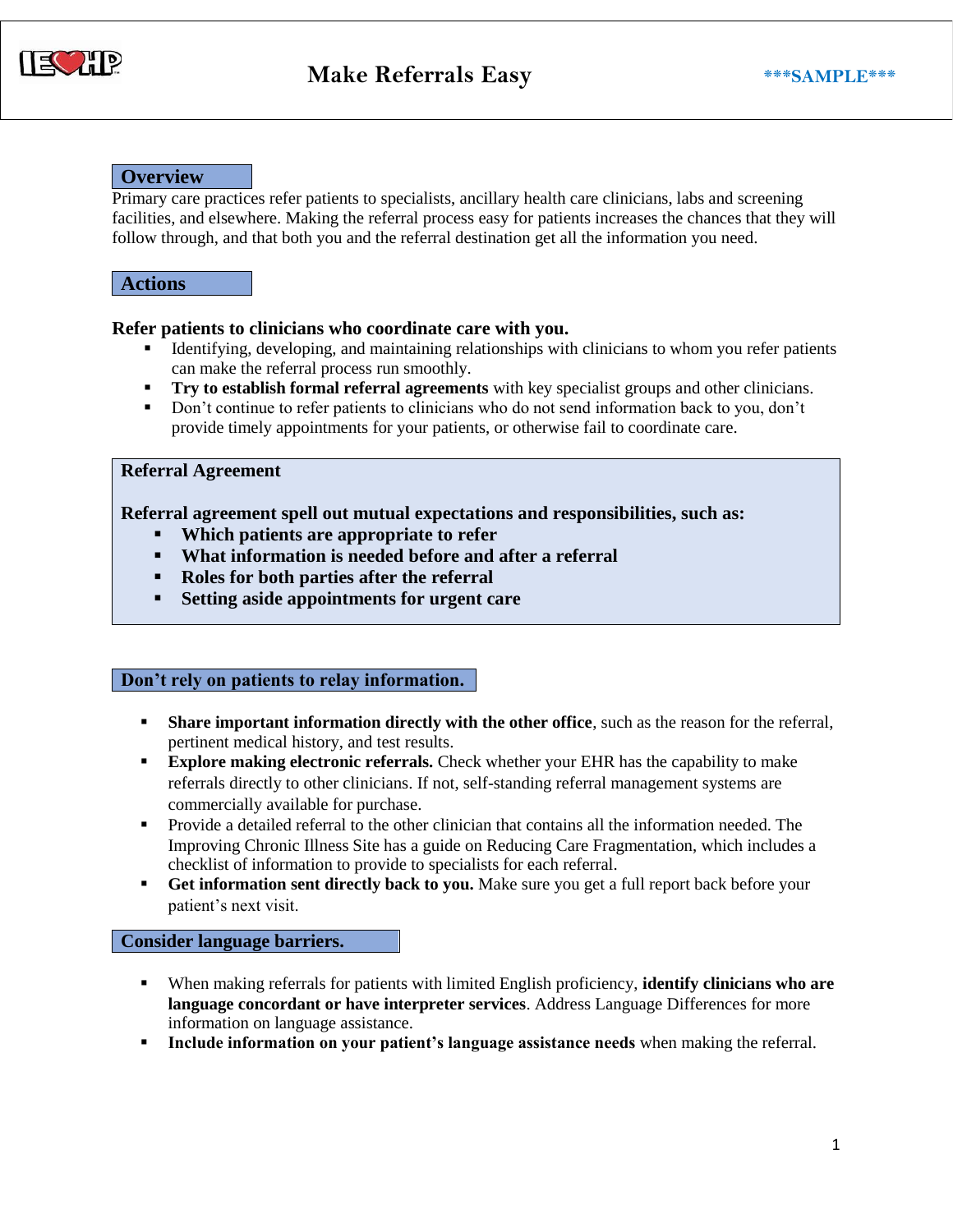# Make Referrals Easy

***SAMPLE***

## Overview

Primary care practices refer patients to specialists, ancillary health care clinicians, labs and screening facilities, and elsewhere. Making the referral process easy for patients increases the chances that they will follow through, and that both you and the referral destination get all the information you need.

## Actions

**Refer patients to clinicians who coordinate care with you.**

- Identifying, developing, and maintaining relationships with clinicians to whom you refer patients can make the referral process run smoothly.
- **Try to establish formal referral agreements** with key specialist groups and other clinicians.
- Don't continue to refer patients to clinicians who do not send information back to you, don't provide timely appointments for your patients, or otherwise fail to coordinate care.

**Referral Agreement**

**Referral agreement spell out mutual expectations and responsibilities, such as:**

- **Which patients are appropriate to refer**
- **What information is needed before and after a referral**
- **Roles for both parties after the referral**
- **Setting aside appointments for urgent care**

## Don't rely on patients to relay information.

- **Share important information directly with the other office**, such as the reason for the referral, pertinent medical history, and test results.
- **Explore making electronic referrals.** Check whether your EHR has the capability to make referrals directly to other clinicians. If not, self-standing referral management systems are commercially available for purchase.
- Provide a detailed referral to the other clinician that contains all the information needed. The Improving Chronic Illness Site has a guide on Reducing Care Fragmentation, which includes a checklist of information to provide to specialists for each referral.
- **Get information sent directly back to you.** Make sure you get a full report back before your patient's next visit.

## Consider language barriers.

- When making referrals for patients with limited English proficiency, **identify clinicians who are language concordant or have interpreter services**. Address Language Differences for more information on language assistance.
- **Include information on your patient's language assistance needs** when making the referral.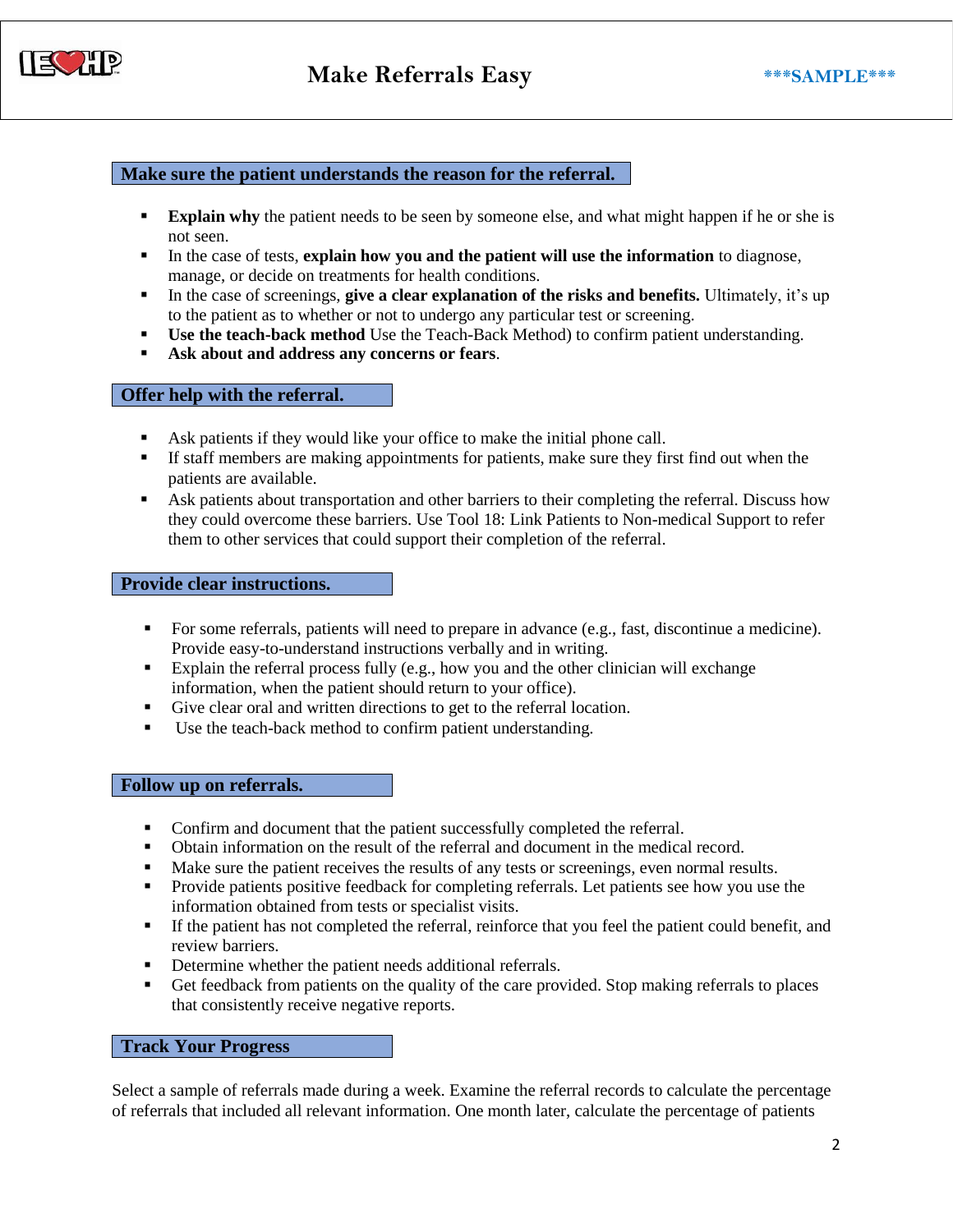## Make sure the patient understands the reason for the referral.

- **Explain why** the patient needs to be seen by someone else, and what might happen if he or she is not seen.
- In the case of tests, **explain how you and the patient will use the information** to diagnose, manage, or decide on treatments for health conditions.
- In the case of screenings, **give a clear explanation of the risks and benefits.** Ultimately, it's up to the patient as to whether or not to undergo any particular test or screening.
- **Use the teach-back method** Use the Teach-Back Method) to confirm patient understanding.
- **Ask about and address any concerns or fears**.

## Offer help with the referral.

- Ask patients if they would like your office to make the initial phone call.
- If staff members are making appointments for patients, make sure they first find out when the patients are available.
- Ask patients about transportation and other barriers to their completing the referral. Discuss how they could overcome these barriers. Use Tool 18: Link Patients to Non-medical Support to refer them to other services that could support their completion of the referral.

## Provide clear instructions.

- For some referrals, patients will need to prepare in advance (e.g., fast, discontinue a medicine). Provide easy-to-understand instructions verbally and in writing.
- Explain the referral process fully (e.g., how you and the other clinician will exchange information, when the patient should return to your office).
- Give clear oral and written directions to get to the referral location.
- Use the teach-back method to confirm patient understanding.

## Follow up on referrals.

- Confirm and document that the patient successfully completed the referral.
- Obtain information on the result of the referral and document in the medical record.
- Make sure the patient receives the results of any tests or screenings, even normal results.
- Provide patients positive feedback for completing referrals. Let patients see how you use the information obtained from tests or specialist visits.
- If the patient has not completed the referral, reinforce that you feel the patient could benefit, and review barriers.
- Determine whether the patient needs additional referrals.
- Get feedback from patients on the quality of the care provided. Stop making referrals to places that consistently receive negative reports.

## Track Your Progress

Select a sample of referrals made during a week. Examine the referral records to calculate the percentage of referrals that included all relevant information. One month later, calculate the percentage of patients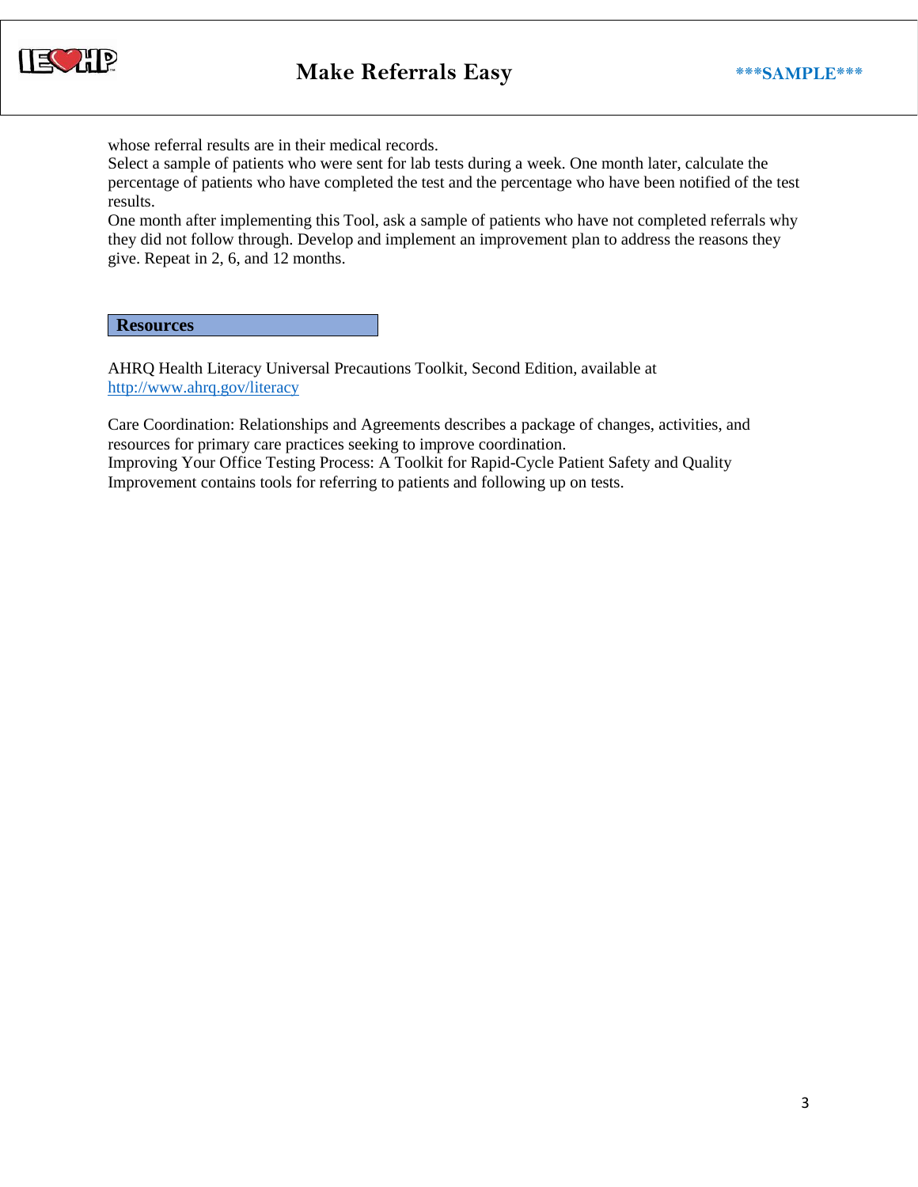whose referral results are in their medical records.

Select a sample of patients who were sent for lab tests during a week. One month later, calculate the percentage of patients who have completed the test and the percentage who have been notified of the test results.

One month after implementing this Tool, ask a sample of patients who have not completed referrals why they did not follow through. Develop and implement an improvement plan to address the reasons they give. Repeat in 2, 6, and 12 months.

## Resources

AHRQ Health Literacy Universal Precautions Toolkit, Second Edition, available at [http://www.ahrq.gov/literacy](http://www.ahrq.gov/literacy)

Care Coordination: Relationships and Agreements describes a package of changes, activities, and resources for primary care practices seeking to improve coordination.

Improving Your Office Testing Process: A Toolkit for Rapid-Cycle Patient Safety and Quality Improvement contains tools for referring to patients and following up on tests.